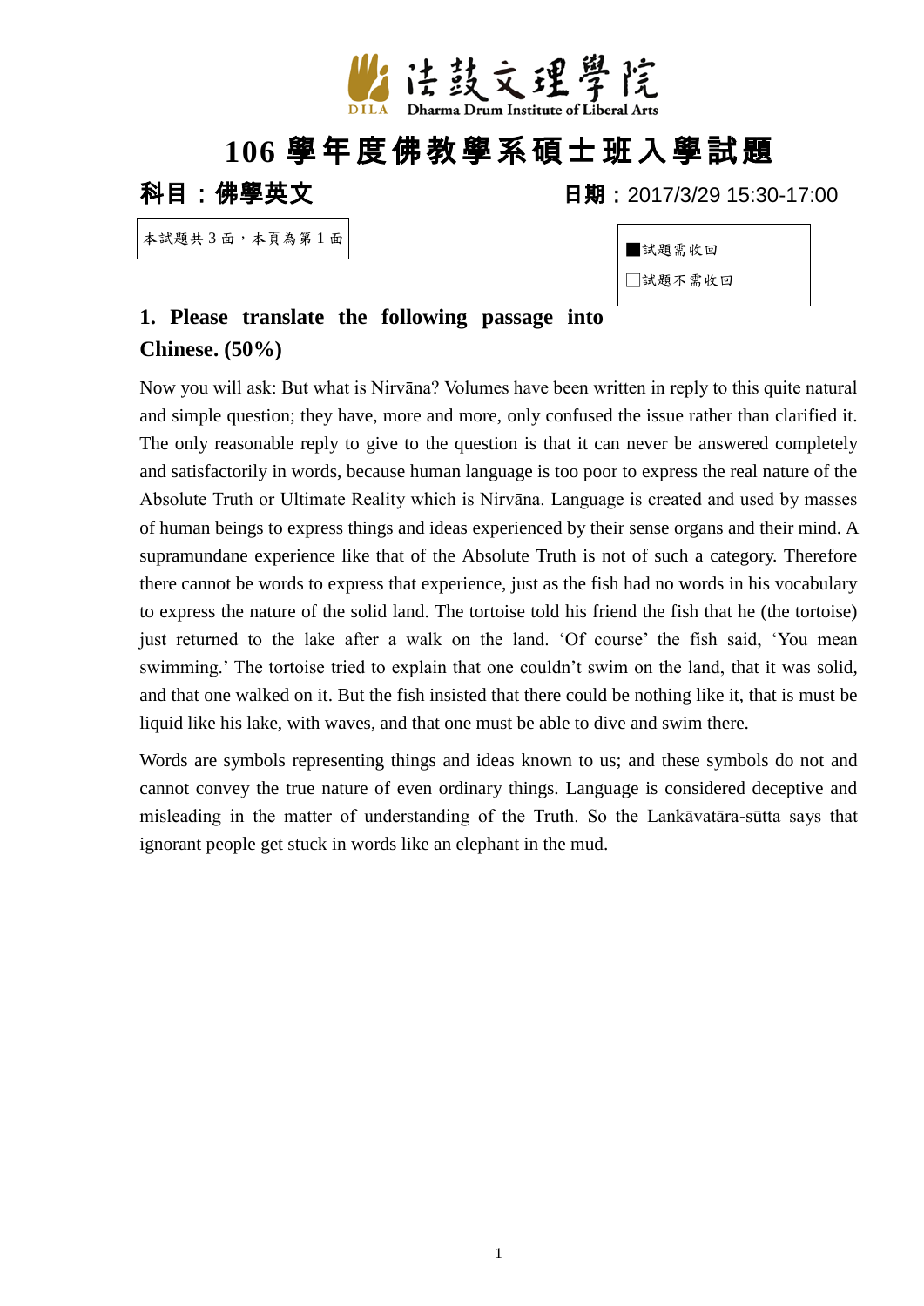法鼓文理學院
Dharma Drum Institute of Liberal Arts

# 106 學年度佛教學系碩士班入學試題

**科目：佛學英文** **日期：**2017/3/29 15:30-17:00

本試題共 3 面，本頁為第 1 面

■試題需收回
□試題不需收回

**1. Please translate the following passage into Chinese. (50%)**

Now you will ask: But what is Nirvāna? Volumes have been written in reply to this quite natural and simple question; they have, more and more, only confused the issue rather than clarified it. The only reasonable reply to give to the question is that it can never be answered completely and satisfactorily in words, because human language is too poor to express the real nature of the Absolute Truth or Ultimate Reality which is Nirvāna. Language is created and used by masses of human beings to express things and ideas experienced by their sense organs and their mind. A supramundane experience like that of the Absolute Truth is not of such a category. Therefore there cannot be words to express that experience, just as the fish had no words in his vocabulary to express the nature of the solid land. The tortoise told his friend the fish that he (the tortoise) just returned to the lake after a walk on the land. 'Of course' the fish said, 'You mean swimming.' The tortoise tried to explain that one couldn't swim on the land, that it was solid, and that one walked on it. But the fish insisted that there could be nothing like it, that is must be liquid like his lake, with waves, and that one must be able to dive and swim there.

Words are symbols representing things and ideas known to us; and these symbols do not and cannot convey the true nature of even ordinary things. Language is considered deceptive and misleading in the matter of understanding of the Truth. So the Lankāvatāra-sūtta says that ignorant people get stuck in words like an elephant in the mud.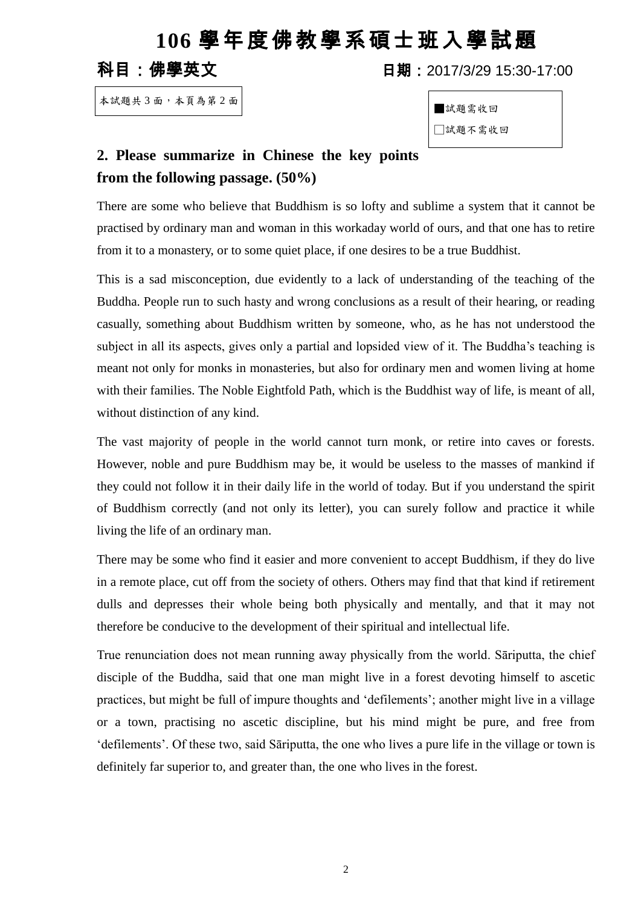# 106 學年度佛教學系碩士班入學試題

**科目：佛學英文** **日期：**2017/3/29 15:30-17:00

本試題共 3 面，本頁為第 2 面

■試題需收回
□試題不需收回

**2. Please summarize in Chinese the key points from the following passage. (50%)**

There are some who believe that Buddhism is so lofty and sublime a system that it cannot be practised by ordinary man and woman in this workaday world of ours, and that one has to retire from it to a monastery, or to some quiet place, if one desires to be a true Buddhist.

This is a sad misconception, due evidently to a lack of understanding of the teaching of the Buddha. People run to such hasty and wrong conclusions as a result of their hearing, or reading casually, something about Buddhism written by someone, who, as he has not understood the subject in all its aspects, gives only a partial and lopsided view of it. The Buddha's teaching is meant not only for monks in monasteries, but also for ordinary men and women living at home with their families. The Noble Eightfold Path, which is the Buddhist way of life, is meant of all, without distinction of any kind.

The vast majority of people in the world cannot turn monk, or retire into caves or forests. However, noble and pure Buddhism may be, it would be useless to the masses of mankind if they could not follow it in their daily life in the world of today. But if you understand the spirit of Buddhism correctly (and not only its letter), you can surely follow and practice it while living the life of an ordinary man.

There may be some who find it easier and more convenient to accept Buddhism, if they do live in a remote place, cut off from the society of others. Others may find that that kind if retirement dulls and depresses their whole being both physically and mentally, and that it may not therefore be conducive to the development of their spiritual and intellectual life.

True renunciation does not mean running away physically from the world. Sāriputta, the chief disciple of the Buddha, said that one man might live in a forest devoting himself to ascetic practices, but might be full of impure thoughts and 'defilements'; another might live in a village or a town, practising no ascetic discipline, but his mind might be pure, and free from 'defilements'. Of these two, said Sāriputta, the one who lives a pure life in the village or town is definitely far superior to, and greater than, the one who lives in the forest.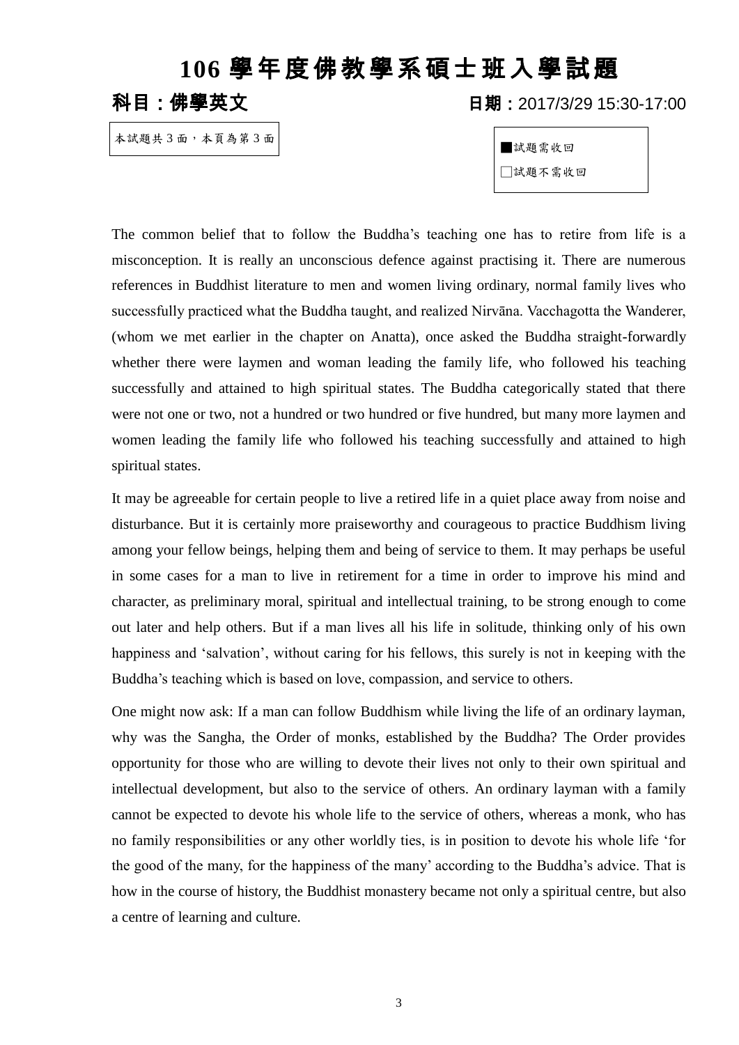# 106 學年度佛教學系碩士班入學試題

**科目：佛學英文** **日期：**2017/3/29 15:30-17:00

本試題共 3 面，本頁為第 3 面

■試題需收回
□試題不需收回

The common belief that to follow the Buddha's teaching one has to retire from life is a misconception. It is really an unconscious defence against practising it. There are numerous references in Buddhist literature to men and women living ordinary, normal family lives who successfully practiced what the Buddha taught, and realized Nirvāna. Vacchagotta the Wanderer, (whom we met earlier in the chapter on Anatta), once asked the Buddha straight-forwardly whether there were laymen and woman leading the family life, who followed his teaching successfully and attained to high spiritual states. The Buddha categorically stated that there were not one or two, not a hundred or two hundred or five hundred, but many more laymen and women leading the family life who followed his teaching successfully and attained to high spiritual states.

It may be agreeable for certain people to live a retired life in a quiet place away from noise and disturbance. But it is certainly more praiseworthy and courageous to practice Buddhism living among your fellow beings, helping them and being of service to them. It may perhaps be useful in some cases for a man to live in retirement for a time in order to improve his mind and character, as preliminary moral, spiritual and intellectual training, to be strong enough to come out later and help others. But if a man lives all his life in solitude, thinking only of his own happiness and 'salvation', without caring for his fellows, this surely is not in keeping with the Buddha's teaching which is based on love, compassion, and service to others.

One might now ask: If a man can follow Buddhism while living the life of an ordinary layman, why was the Sangha, the Order of monks, established by the Buddha? The Order provides opportunity for those who are willing to devote their lives not only to their own spiritual and intellectual development, but also to the service of others. An ordinary layman with a family cannot be expected to devote his whole life to the service of others, whereas a monk, who has no family responsibilities or any other worldly ties, is in position to devote his whole life 'for the good of the many, for the happiness of the many' according to the Buddha's advice. That is how in the course of history, the Buddhist monastery became not only a spiritual centre, but also a centre of learning and culture.